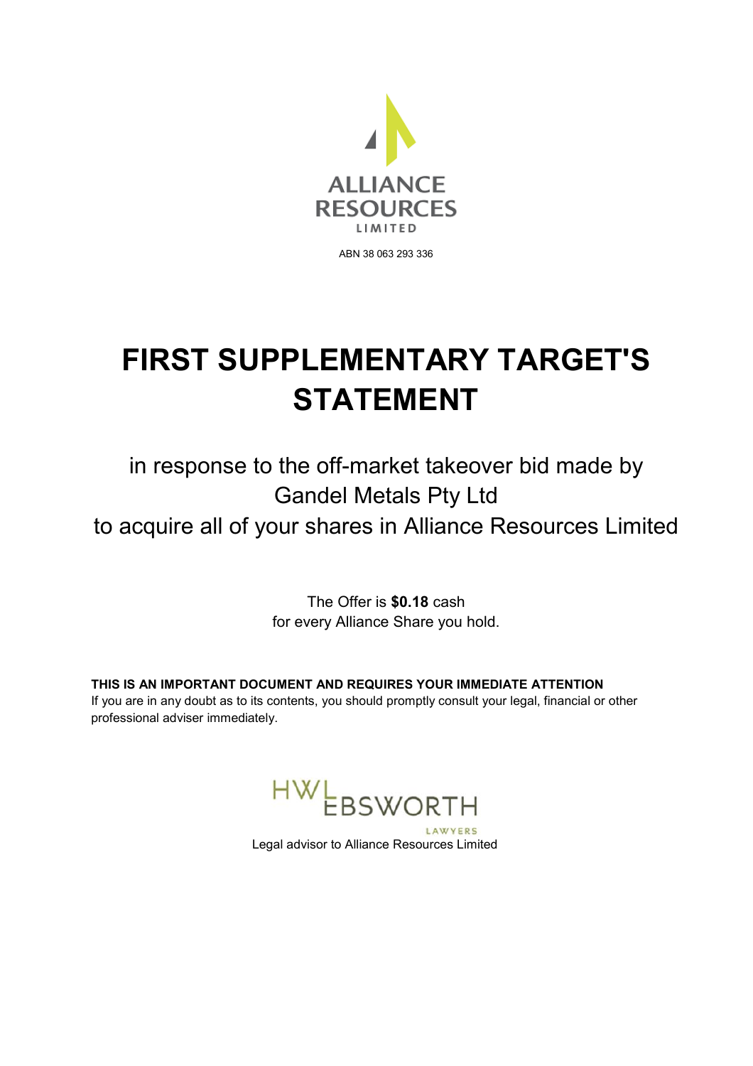ALLIANCE RESOURCES LIMITED

ABN 38 063 293 336

# FIRST SUPPLEMENTARY TARGET'S STATEMENT

in response to the off-market takeover bid made by Gandel Metals Pty Ltd to acquire all of your shares in Alliance Resources Limited

The Offer is **$0.18** cash for every Alliance Share you hold.

**THIS IS AN IMPORTANT DOCUMENT AND REQUIRES YOUR IMMEDIATE ATTENTION**
If you are in any doubt as to its contents, you should promptly consult your legal, financial or other professional adviser immediately.

HWL EBSWORTH LAWYERS

Legal advisor to Alliance Resources Limited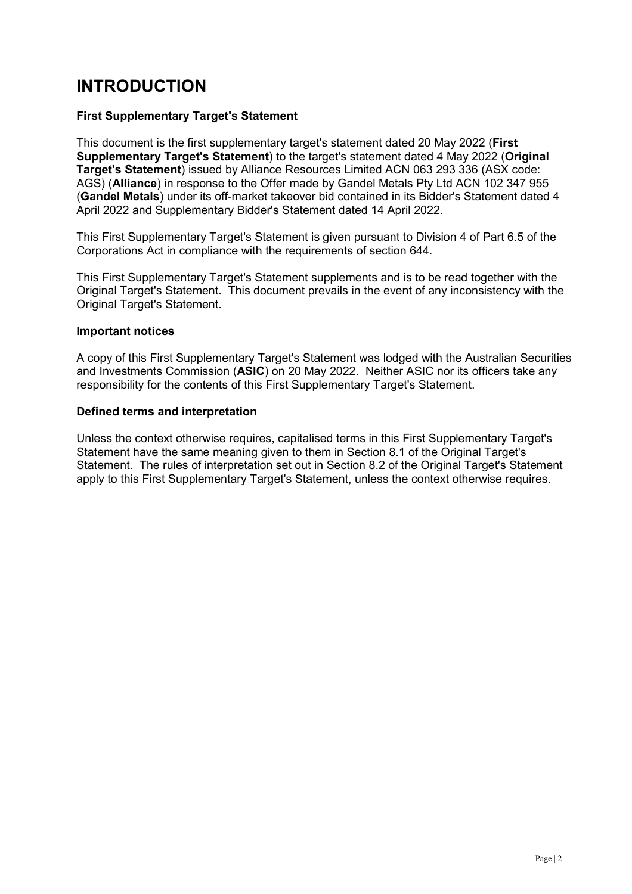# INTRODUCTION

### First Supplementary Target's Statement

This document is the first supplementary target's statement dated 20 May 2022 (**First Supplementary Target's Statement**) to the target's statement dated 4 May 2022 (**Original Target's Statement**) issued by Alliance Resources Limited ACN 063 293 336 (ASX code: AGS) (**Alliance**) in response to the Offer made by Gandel Metals Pty Ltd ACN 102 347 955 (**Gandel Metals**) under its off-market takeover bid contained in its Bidder's Statement dated 4 April 2022 and Supplementary Bidder's Statement dated 14 April 2022.

This First Supplementary Target's Statement is given pursuant to Division 4 of Part 6.5 of the Corporations Act in compliance with the requirements of section 644.

This First Supplementary Target's Statement supplements and is to be read together with the Original Target's Statement. This document prevails in the event of any inconsistency with the Original Target's Statement.

### Important notices

A copy of this First Supplementary Target's Statement was lodged with the Australian Securities and Investments Commission (**ASIC**) on 20 May 2022. Neither ASIC nor its officers take any responsibility for the contents of this First Supplementary Target's Statement.

### Defined terms and interpretation

Unless the context otherwise requires, capitalised terms in this First Supplementary Target's Statement have the same meaning given to them in Section 8.1 of the Original Target's Statement. The rules of interpretation set out in Section 8.2 of the Original Target's Statement apply to this First Supplementary Target's Statement, unless the context otherwise requires.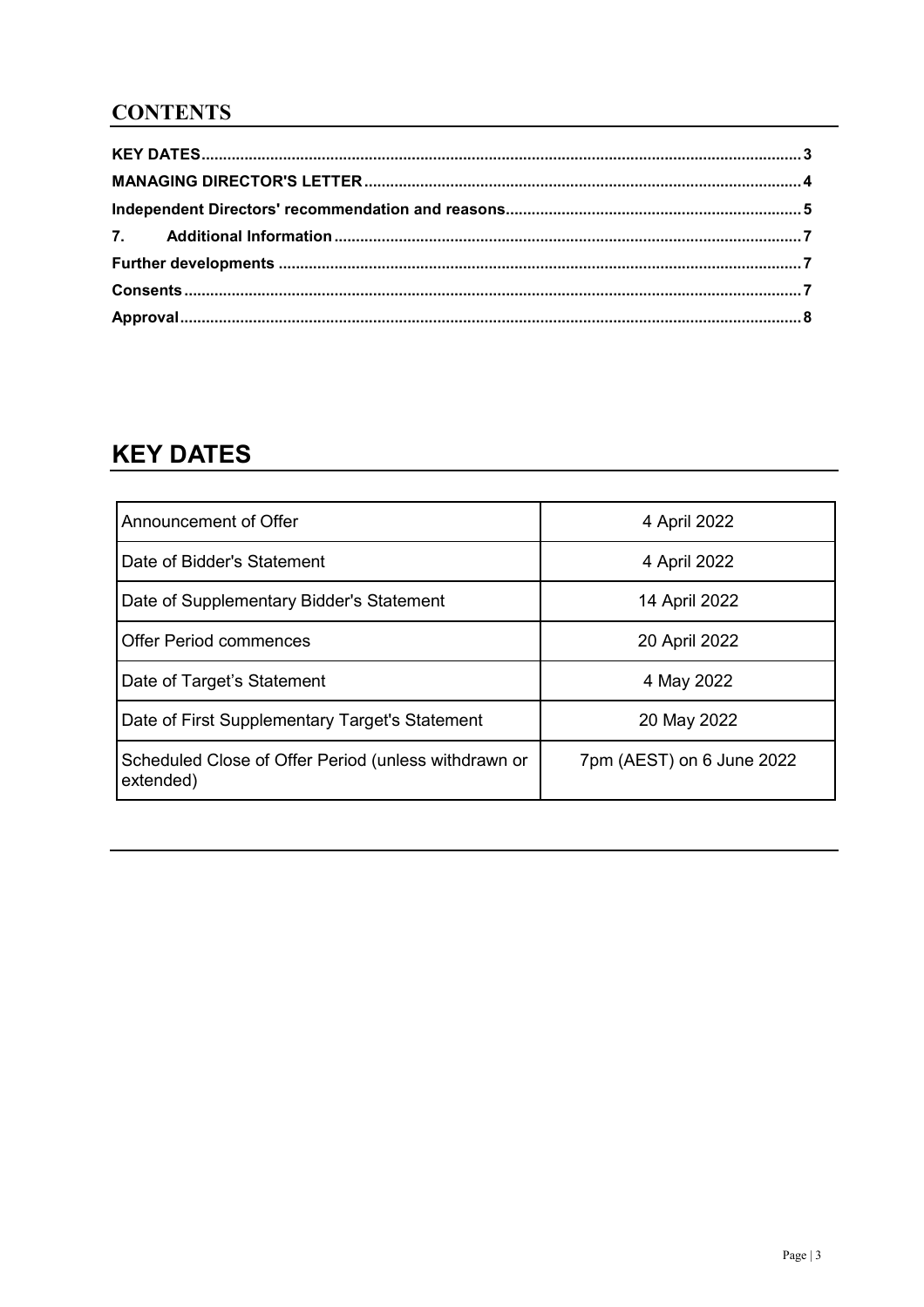## CONTENTS

**KEY DATES** ........ 3

**MANAGING DIRECTOR'S LETTER** ........ 4

**Independent Directors' recommendation and reasons** ........ 5

**7. Additional Information** ........ 7

**Further developments** ........ 7

**Consents** ........ 7

**Approval** ........ 8

# KEY DATES

| Event | Date |
|---|---|
| Announcement of Offer | 4 April 2022 |
| Date of Bidder's Statement | 4 April 2022 |
| Date of Supplementary Bidder's Statement | 14 April 2022 |
| Offer Period commences | 20 April 2022 |
| Date of Target's Statement | 4 May 2022 |
| Date of First Supplementary Target's Statement | 20 May 2022 |
| Scheduled Close of Offer Period (unless withdrawn or extended) | 7pm (AEST) on 6 June 2022 |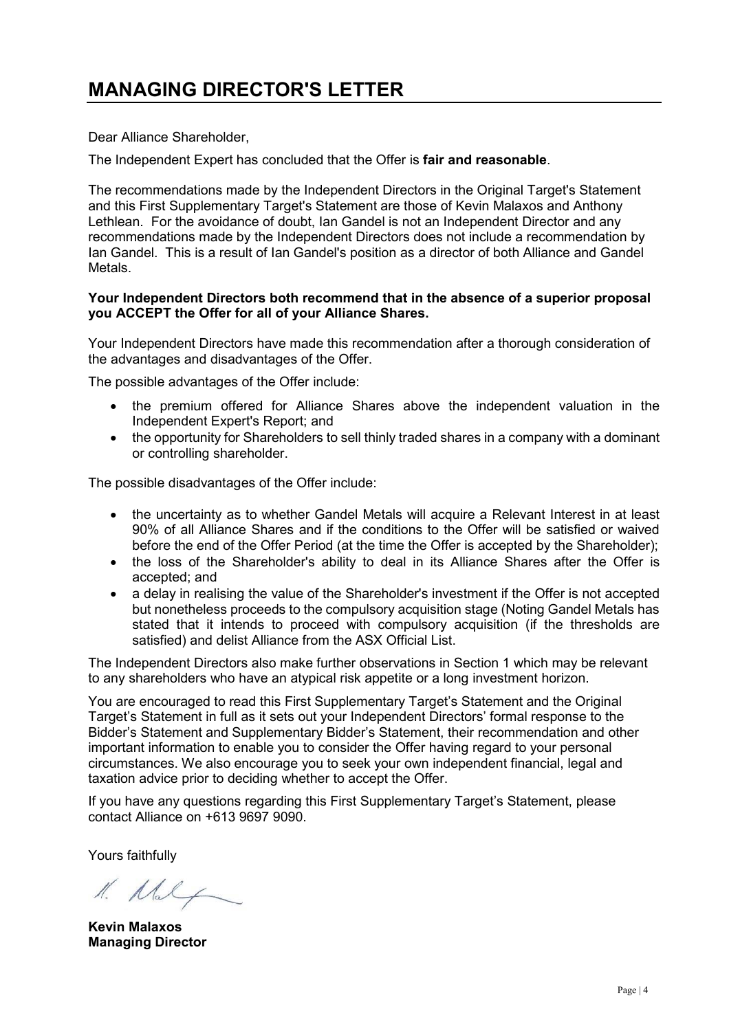# MANAGING DIRECTOR'S LETTER

Dear Alliance Shareholder,

The Independent Expert has concluded that the Offer is **fair and reasonable**.

The recommendations made by the Independent Directors in the Original Target's Statement and this First Supplementary Target's Statement are those of Kevin Malaxos and Anthony Lethlean. For the avoidance of doubt, Ian Gandel is not an Independent Director and any recommendations made by the Independent Directors does not include a recommendation by Ian Gandel. This is a result of Ian Gandel's position as a director of both Alliance and Gandel Metals.

**Your Independent Directors both recommend that in the absence of a superior proposal you ACCEPT the Offer for all of your Alliance Shares.**

Your Independent Directors have made this recommendation after a thorough consideration of the advantages and disadvantages of the Offer.

The possible advantages of the Offer include:

- the premium offered for Alliance Shares above the independent valuation in the Independent Expert's Report; and
- the opportunity for Shareholders to sell thinly traded shares in a company with a dominant or controlling shareholder.

The possible disadvantages of the Offer include:

- the uncertainty as to whether Gandel Metals will acquire a Relevant Interest in at least 90% of all Alliance Shares and if the conditions to the Offer will be satisfied or waived before the end of the Offer Period (at the time the Offer is accepted by the Shareholder);
- the loss of the Shareholder's ability to deal in its Alliance Shares after the Offer is accepted; and
- a delay in realising the value of the Shareholder's investment if the Offer is not accepted but nonetheless proceeds to the compulsory acquisition stage (Noting Gandel Metals has stated that it intends to proceed with compulsory acquisition (if the thresholds are satisfied) and delist Alliance from the ASX Official List.

The Independent Directors also make further observations in Section 1 which may be relevant to any shareholders who have an atypical risk appetite or a long investment horizon.

You are encouraged to read this First Supplementary Target's Statement and the Original Target's Statement in full as it sets out your Independent Directors' formal response to the Bidder's Statement and Supplementary Bidder's Statement, their recommendation and other important information to enable you to consider the Offer having regard to your personal circumstances. We also encourage you to seek your own independent financial, legal and taxation advice prior to deciding whether to accept the Offer.

If you have any questions regarding this First Supplementary Target's Statement, please contact Alliance on +613 9697 9090.

Yours faithfully

**Kevin Malaxos**
**Managing Director**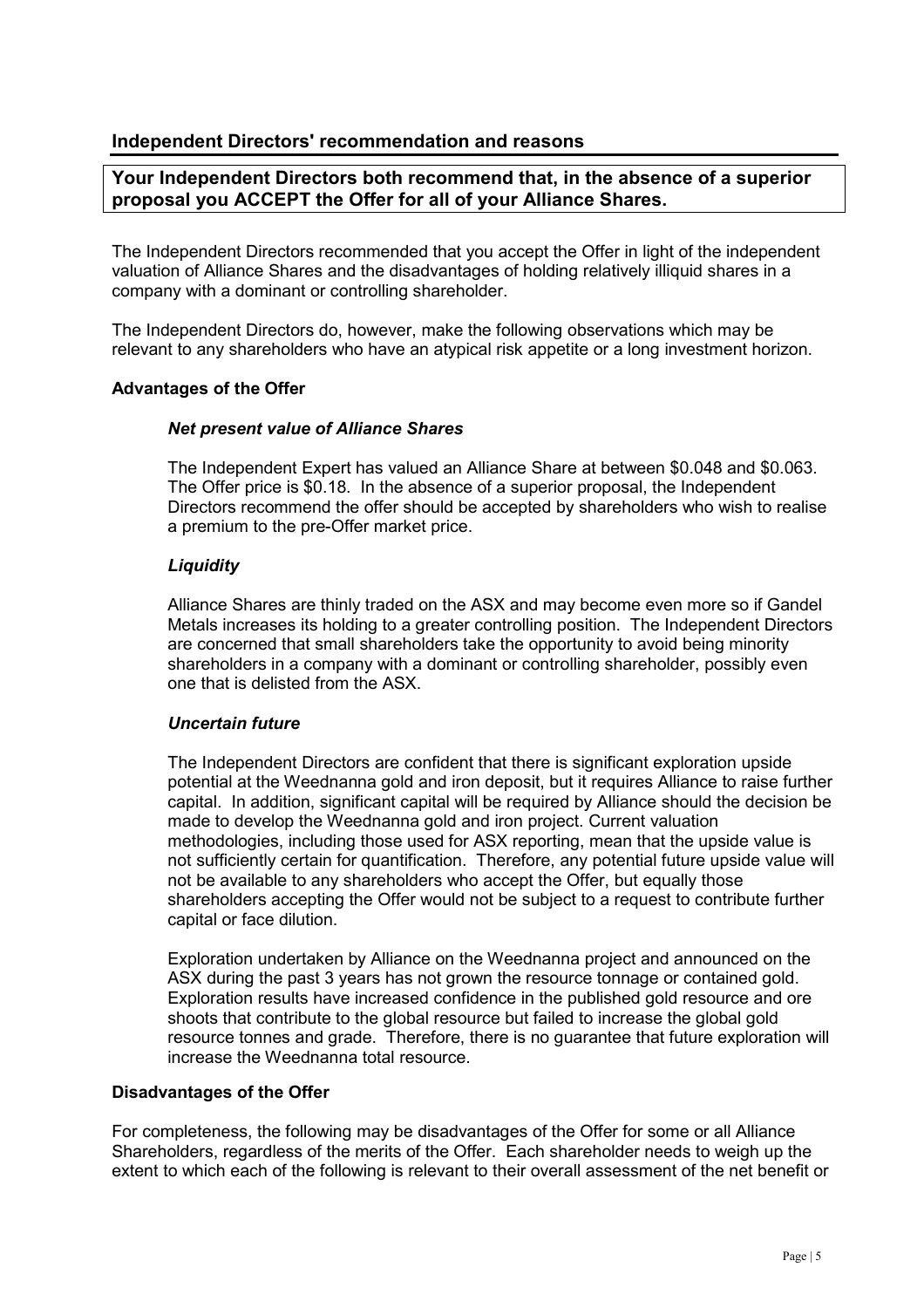## Independent Directors' recommendation and reasons

**Your Independent Directors both recommend that, in the absence of a superior proposal you ACCEPT the Offer for all of your Alliance Shares.**

The Independent Directors recommended that you accept the Offer in light of the independent valuation of Alliance Shares and the disadvantages of holding relatively illiquid shares in a company with a dominant or controlling shareholder.

The Independent Directors do, however, make the following observations which may be relevant to any shareholders who have an atypical risk appetite or a long investment horizon.

### Advantages of the Offer

#### *Net present value of Alliance Shares*

The Independent Expert has valued an Alliance Share at between \$0.048 and \$0.063. The Offer price is \$0.18. In the absence of a superior proposal, the Independent Directors recommend the offer should be accepted by shareholders who wish to realise a premium to the pre-Offer market price.

#### *Liquidity*

Alliance Shares are thinly traded on the ASX and may become even more so if Gandel Metals increases its holding to a greater controlling position. The Independent Directors are concerned that small shareholders take the opportunity to avoid being minority shareholders in a company with a dominant or controlling shareholder, possibly even one that is delisted from the ASX.

#### *Uncertain future*

The Independent Directors are confident that there is significant exploration upside potential at the Weednanna gold and iron deposit, but it requires Alliance to raise further capital. In addition, significant capital will be required by Alliance should the decision be made to develop the Weednanna gold and iron project. Current valuation methodologies, including those used for ASX reporting, mean that the upside value is not sufficiently certain for quantification. Therefore, any potential future upside value will not be available to any shareholders who accept the Offer, but equally those shareholders accepting the Offer would not be subject to a request to contribute further capital or face dilution.

Exploration undertaken by Alliance on the Weednanna project and announced on the ASX during the past 3 years has not grown the resource tonnage or contained gold. Exploration results have increased confidence in the published gold resource and ore shoots that contribute to the global resource but failed to increase the global gold resource tonnes and grade. Therefore, there is no guarantee that future exploration will increase the Weednanna total resource.

### Disadvantages of the Offer

For completeness, the following may be disadvantages of the Offer for some or all Alliance Shareholders, regardless of the merits of the Offer. Each shareholder needs to weigh up the extent to which each of the following is relevant to their overall assessment of the net benefit or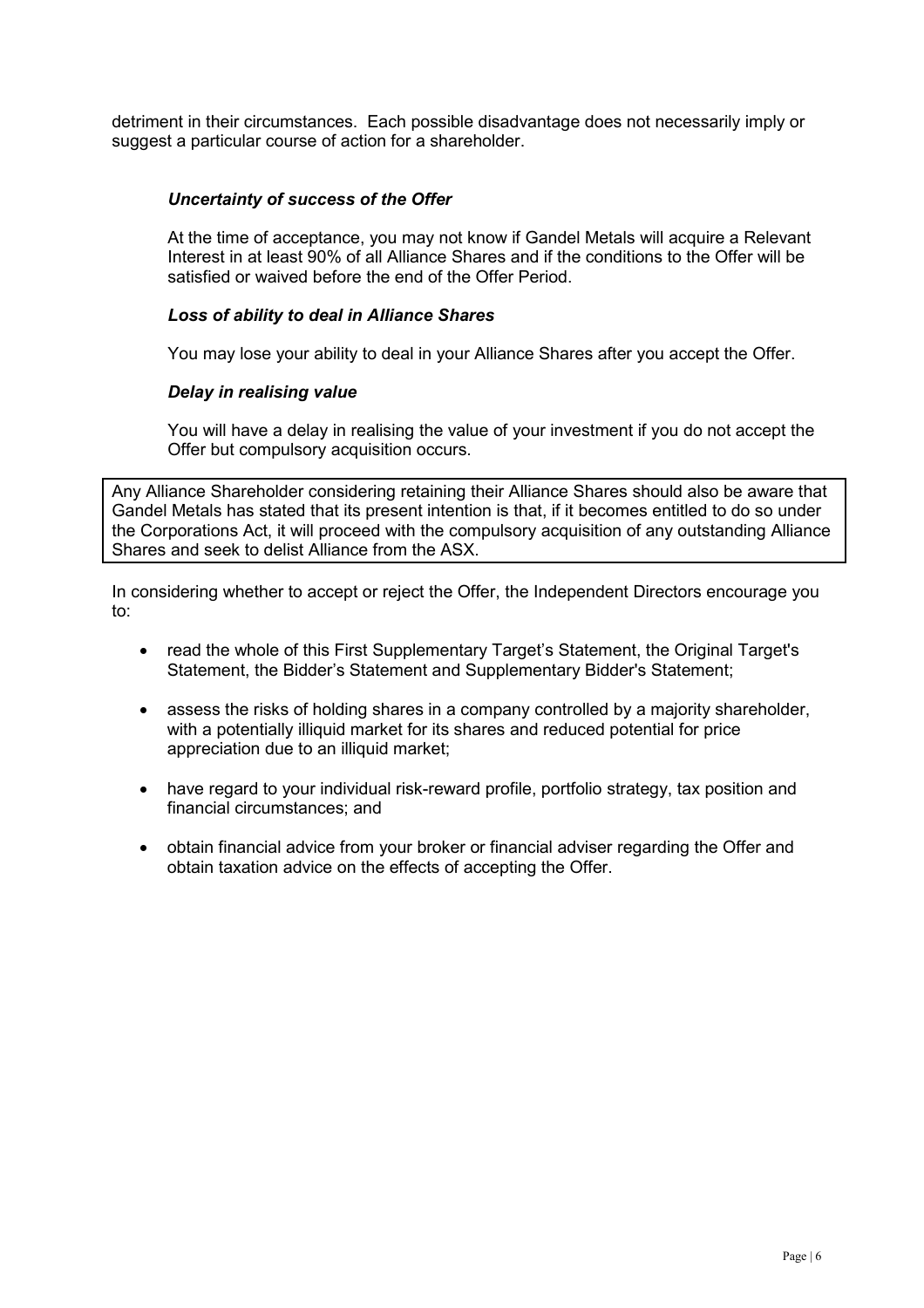detriment in their circumstances. Each possible disadvantage does not necessarily imply or suggest a particular course of action for a shareholder.

***Uncertainty of success of the Offer***

At the time of acceptance, you may not know if Gandel Metals will acquire a Relevant Interest in at least 90% of all Alliance Shares and if the conditions to the Offer will be satisfied or waived before the end of the Offer Period.

***Loss of ability to deal in Alliance Shares***

You may lose your ability to deal in your Alliance Shares after you accept the Offer.

***Delay in realising value***

You will have a delay in realising the value of your investment if you do not accept the Offer but compulsory acquisition occurs.

Any Alliance Shareholder considering retaining their Alliance Shares should also be aware that Gandel Metals has stated that its present intention is that, if it becomes entitled to do so under the Corporations Act, it will proceed with the compulsory acquisition of any outstanding Alliance Shares and seek to delist Alliance from the ASX.

In considering whether to accept or reject the Offer, the Independent Directors encourage you to:

- read the whole of this First Supplementary Target's Statement, the Original Target's Statement, the Bidder's Statement and Supplementary Bidder's Statement;
- assess the risks of holding shares in a company controlled by a majority shareholder, with a potentially illiquid market for its shares and reduced potential for price appreciation due to an illiquid market;
- have regard to your individual risk-reward profile, portfolio strategy, tax position and financial circumstances; and
- obtain financial advice from your broker or financial adviser regarding the Offer and obtain taxation advice on the effects of accepting the Offer.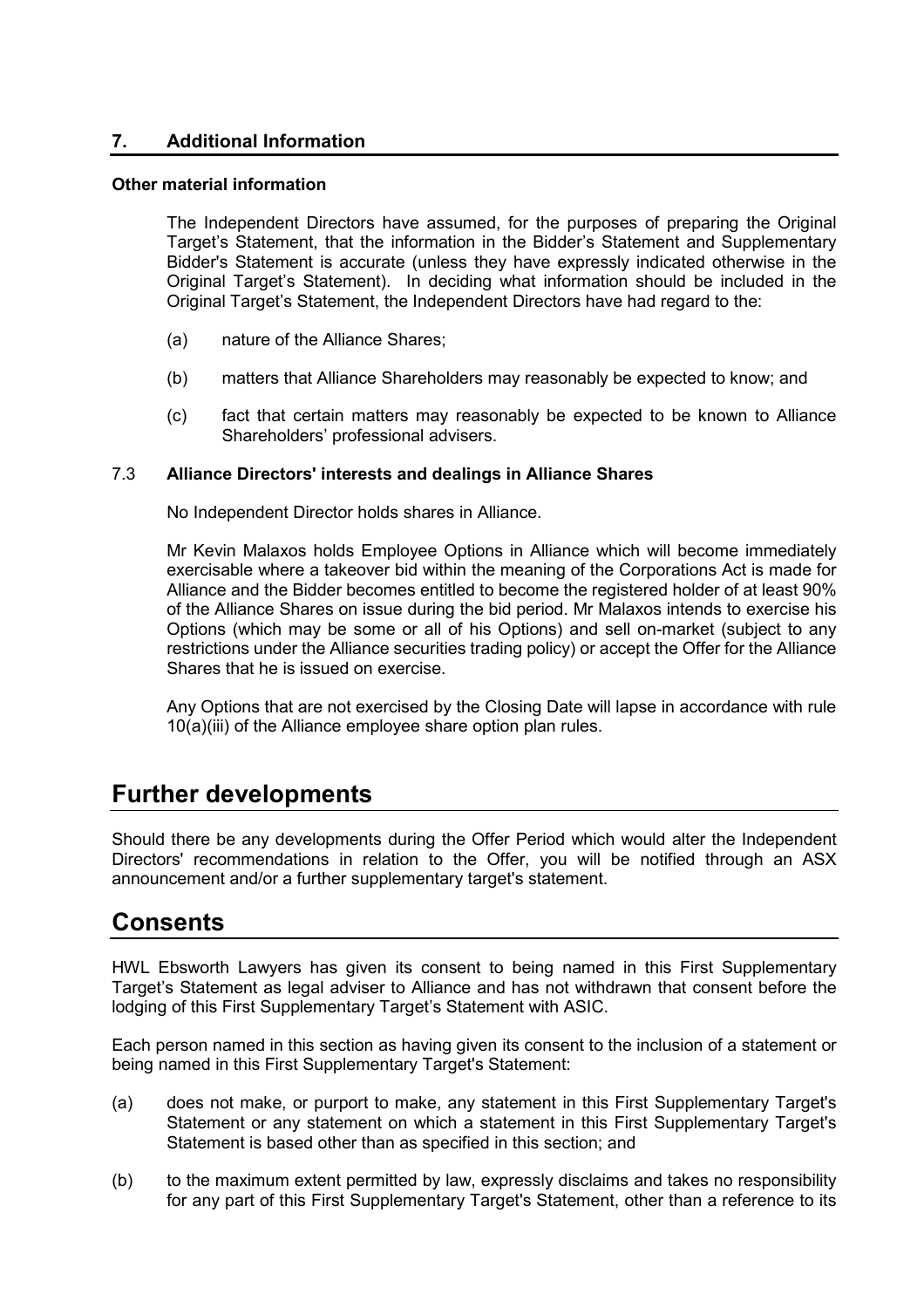## 7. Additional Information

**Other material information**

The Independent Directors have assumed, for the purposes of preparing the Original Target's Statement, that the information in the Bidder's Statement and Supplementary Bidder's Statement is accurate (unless they have expressly indicated otherwise in the Original Target's Statement). In deciding what information should be included in the Original Target's Statement, the Independent Directors have had regard to the:

(a) nature of the Alliance Shares;

(b) matters that Alliance Shareholders may reasonably be expected to know; and

(c) fact that certain matters may reasonably be expected to be known to Alliance Shareholders' professional advisers.

### 7.3 Alliance Directors' interests and dealings in Alliance Shares

No Independent Director holds shares in Alliance.

Mr Kevin Malaxos holds Employee Options in Alliance which will become immediately exercisable where a takeover bid within the meaning of the Corporations Act is made for Alliance and the Bidder becomes entitled to become the registered holder of at least 90% of the Alliance Shares on issue during the bid period. Mr Malaxos intends to exercise his Options (which may be some or all of his Options) and sell on-market (subject to any restrictions under the Alliance securities trading policy) or accept the Offer for the Alliance Shares that he is issued on exercise.

Any Options that are not exercised by the Closing Date will lapse in accordance with rule 10(a)(iii) of the Alliance employee share option plan rules.

# Further developments

Should there be any developments during the Offer Period which would alter the Independent Directors' recommendations in relation to the Offer, you will be notified through an ASX announcement and/or a further supplementary target's statement.

# Consents

HWL Ebsworth Lawyers has given its consent to being named in this First Supplementary Target's Statement as legal adviser to Alliance and has not withdrawn that consent before the lodging of this First Supplementary Target's Statement with ASIC.

Each person named in this section as having given its consent to the inclusion of a statement or being named in this First Supplementary Target's Statement:

(a) does not make, or purport to make, any statement in this First Supplementary Target's Statement or any statement on which a statement in this First Supplementary Target's Statement is based other than as specified in this section; and

(b) to the maximum extent permitted by law, expressly disclaims and takes no responsibility for any part of this First Supplementary Target's Statement, other than a reference to its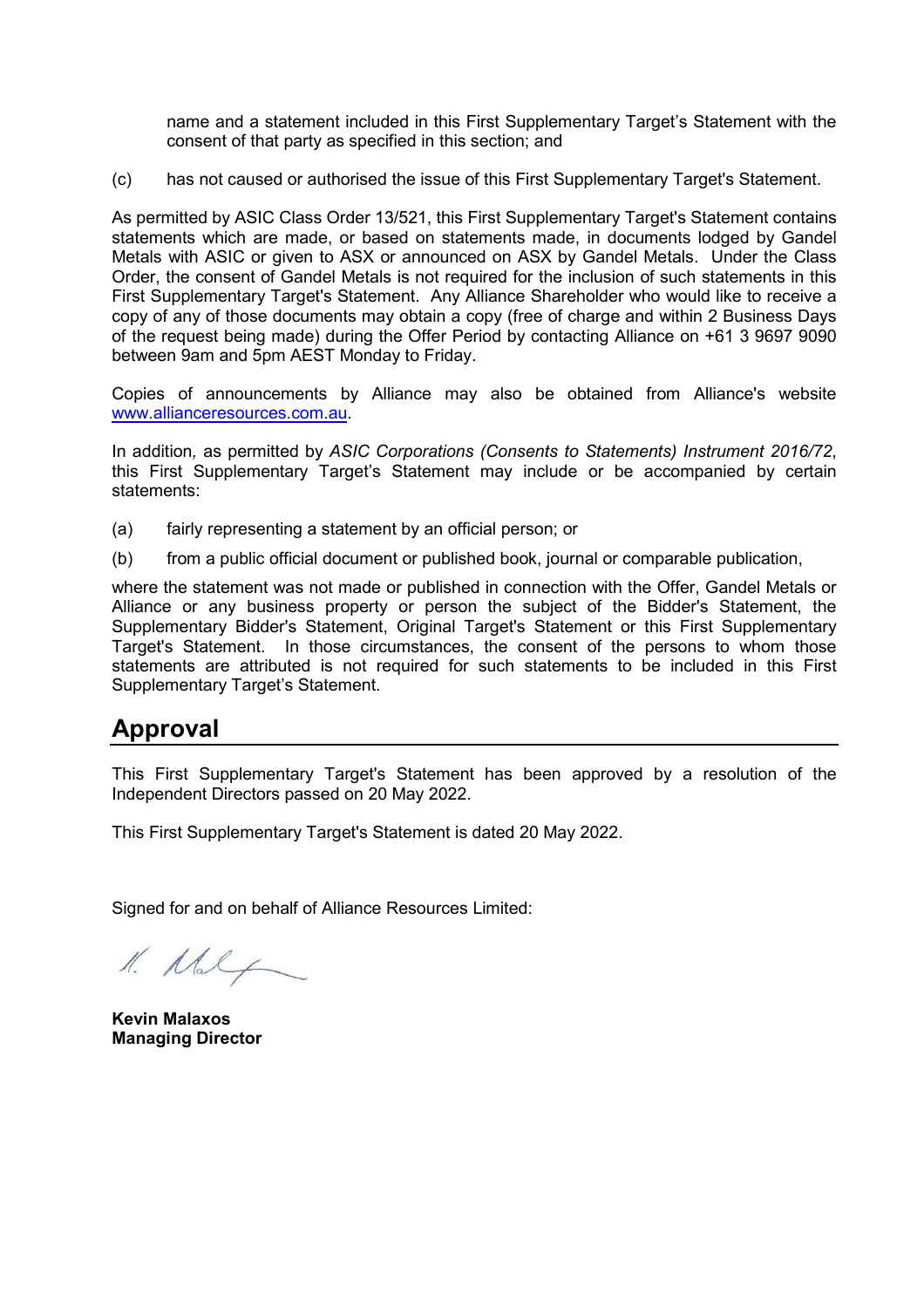name and a statement included in this First Supplementary Target's Statement with the consent of that party as specified in this section; and

(c) has not caused or authorised the issue of this First Supplementary Target's Statement.

As permitted by ASIC Class Order 13/521, this First Supplementary Target's Statement contains statements which are made, or based on statements made, in documents lodged by Gandel Metals with ASIC or given to ASX or announced on ASX by Gandel Metals. Under the Class Order, the consent of Gandel Metals is not required for the inclusion of such statements in this First Supplementary Target's Statement. Any Alliance Shareholder who would like to receive a copy of any of those documents may obtain a copy (free of charge and within 2 Business Days of the request being made) during the Offer Period by contacting Alliance on +61 3 9697 9090 between 9am and 5pm AEST Monday to Friday.

Copies of announcements by Alliance may also be obtained from Alliance's website www.allianceresources.com.au.

In addition, as permitted by *ASIC Corporations (Consents to Statements) Instrument 2016/72*, this First Supplementary Target's Statement may include or be accompanied by certain statements:

(a) fairly representing a statement by an official person; or

(b) from a public official document or published book, journal or comparable publication,

where the statement was not made or published in connection with the Offer, Gandel Metals or Alliance or any business property or person the subject of the Bidder's Statement, the Supplementary Bidder's Statement, Original Target's Statement or this First Supplementary Target's Statement. In those circumstances, the consent of the persons to whom those statements are attributed is not required for such statements to be included in this First Supplementary Target's Statement.

## Approval

This First Supplementary Target's Statement has been approved by a resolution of the Independent Directors passed on 20 May 2022.

This First Supplementary Target's Statement is dated 20 May 2022.

Signed for and on behalf of Alliance Resources Limited:

**Kevin Malaxos**
**Managing Director**